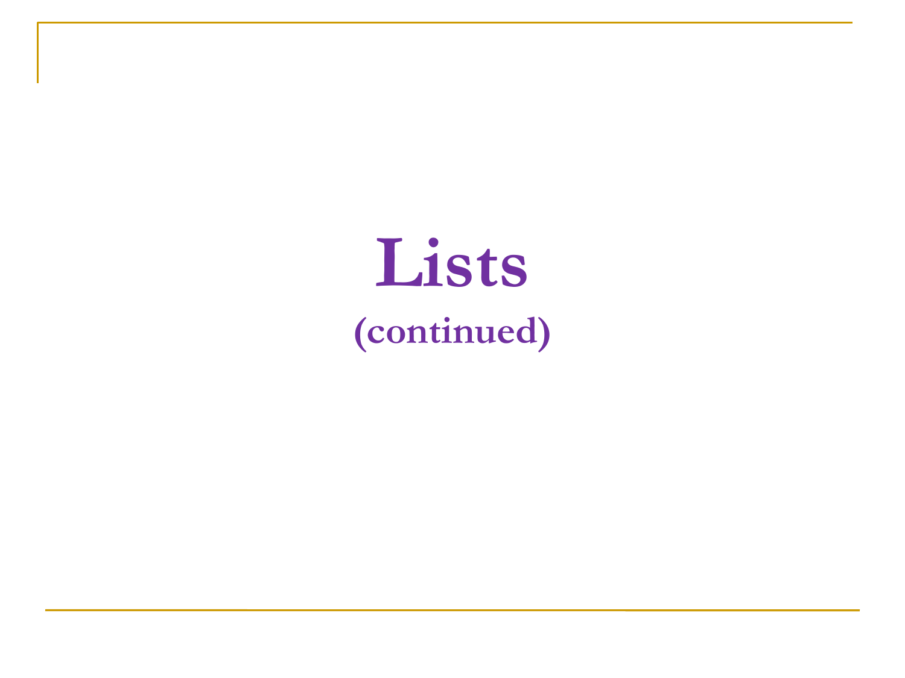# Lists

## (continued)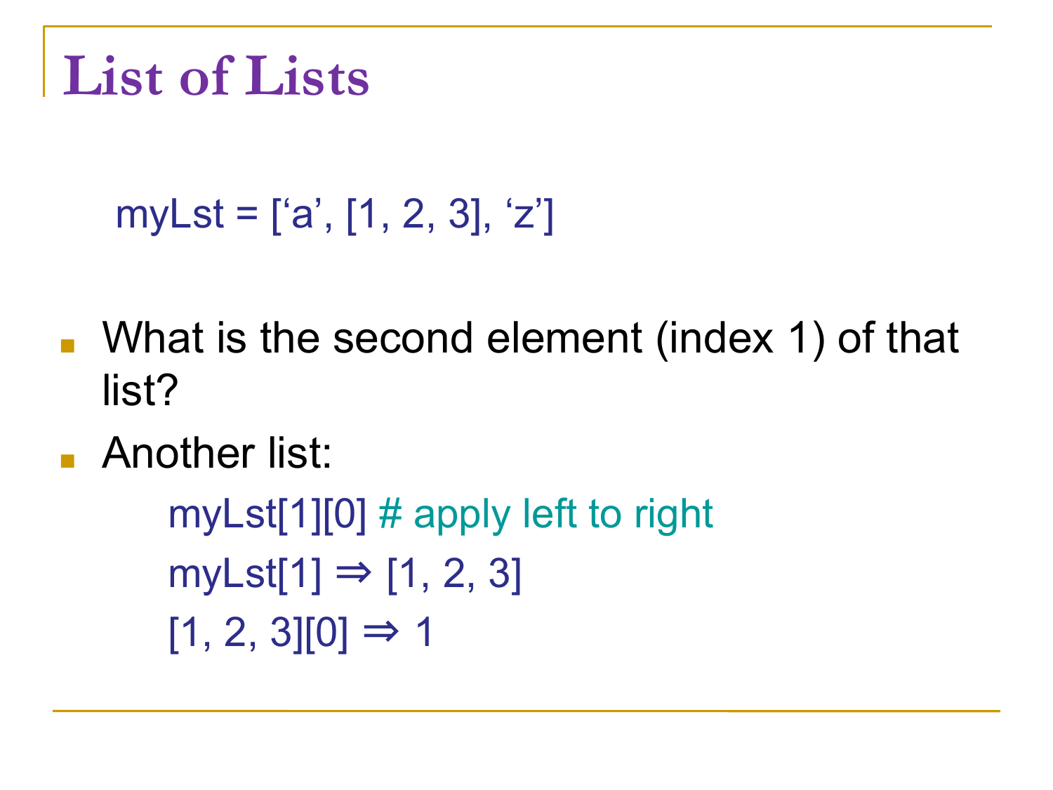# List of Lists

```
myLst = [‘a’, [1, 2, 3], ‘z’]
```

- What is the second element (index 1) of that list?
- Another list:

```
myLst[1][0] # apply left to right
myLst[1] ⇒ [1, 2, 3]
[1, 2, 3][0] ⇒ 1
```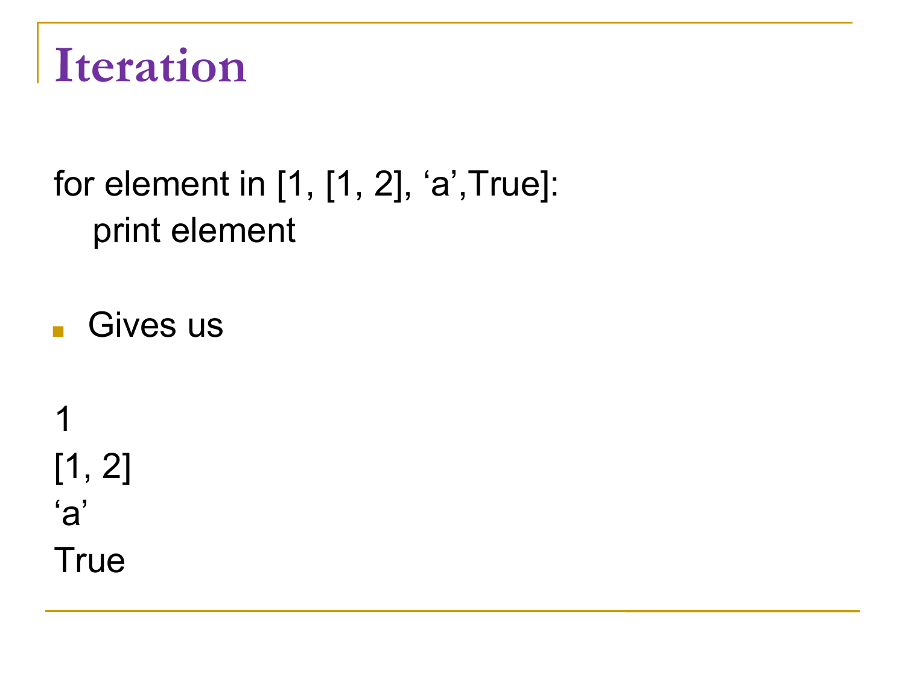# Iteration

```
for element in [1, [1, 2], 'a',True]:
    print element
```

- Gives us

```
1
[1, 2]
'a'
True
```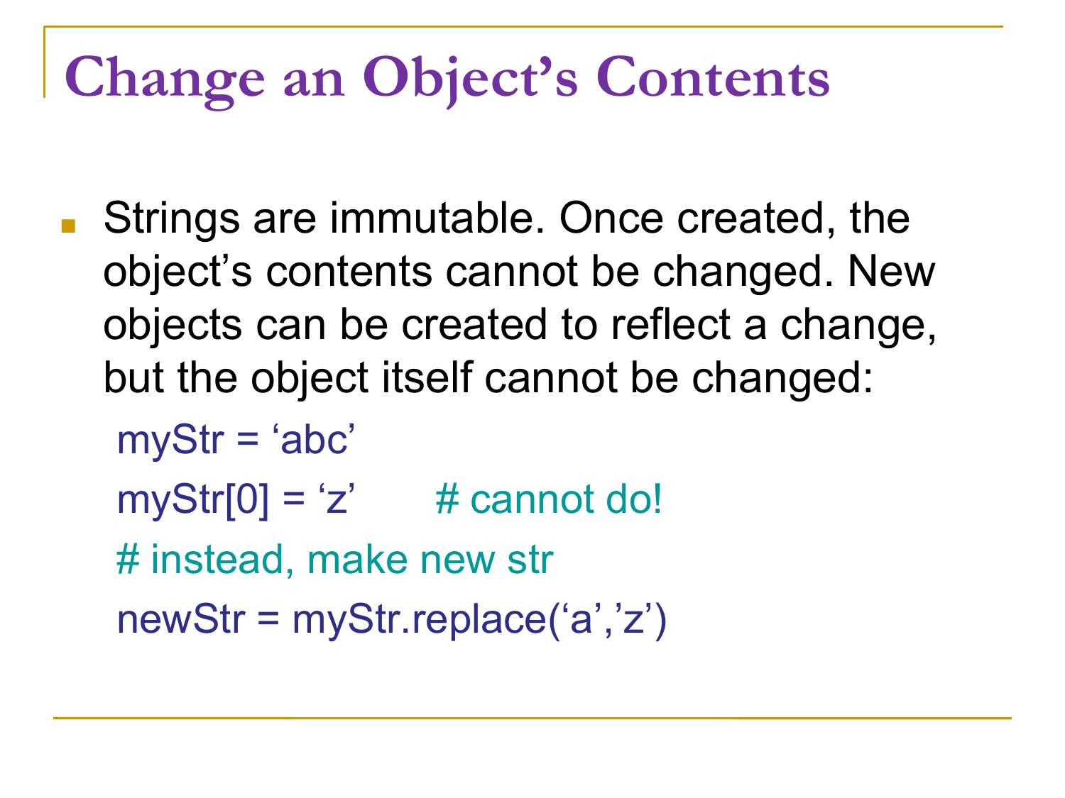# Change an Object's Contents

- Strings are immutable. Once created, the object's contents cannot be changed. New objects can be created to reflect a change, but the object itself cannot be changed:

```
myStr = 'abc'
myStr[0] = 'z'      # cannot do!
# instead, make new str
newStr = myStr.replace('a','z')
```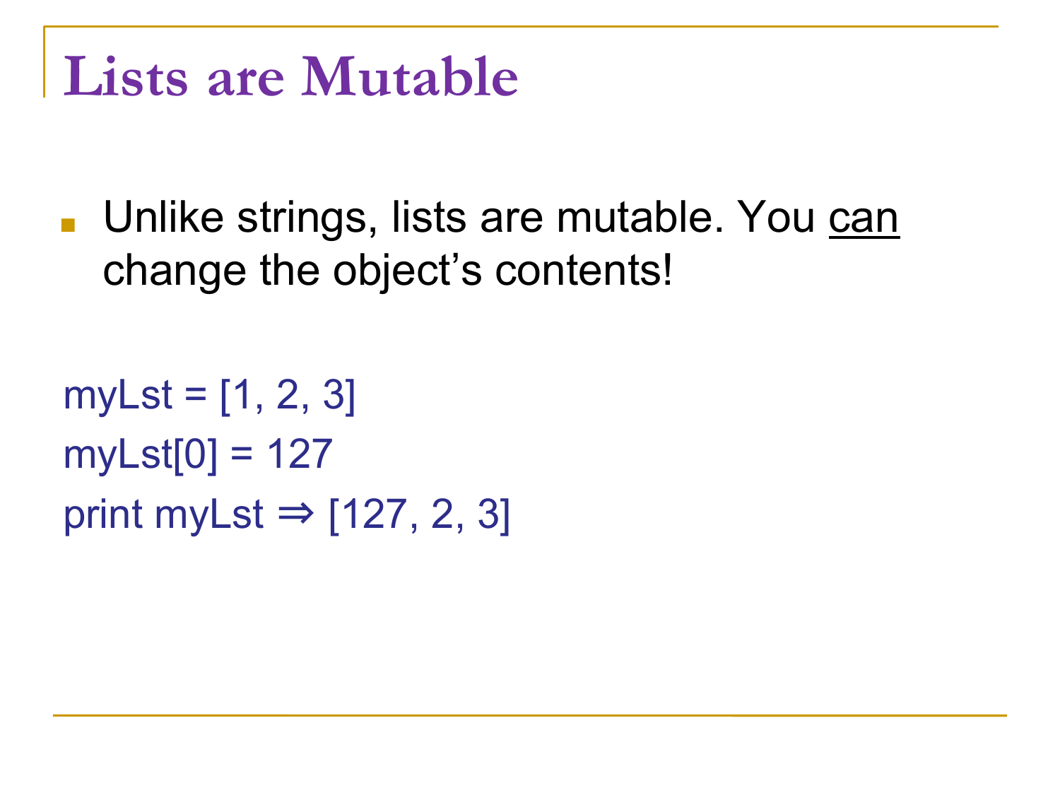# Lists are Mutable

- Unlike strings, lists are mutable. You <u>can</u> change the object's contents!

```
myLst = [1, 2, 3]
myLst[0] = 127
print myLst ⇒ [127, 2, 3]
```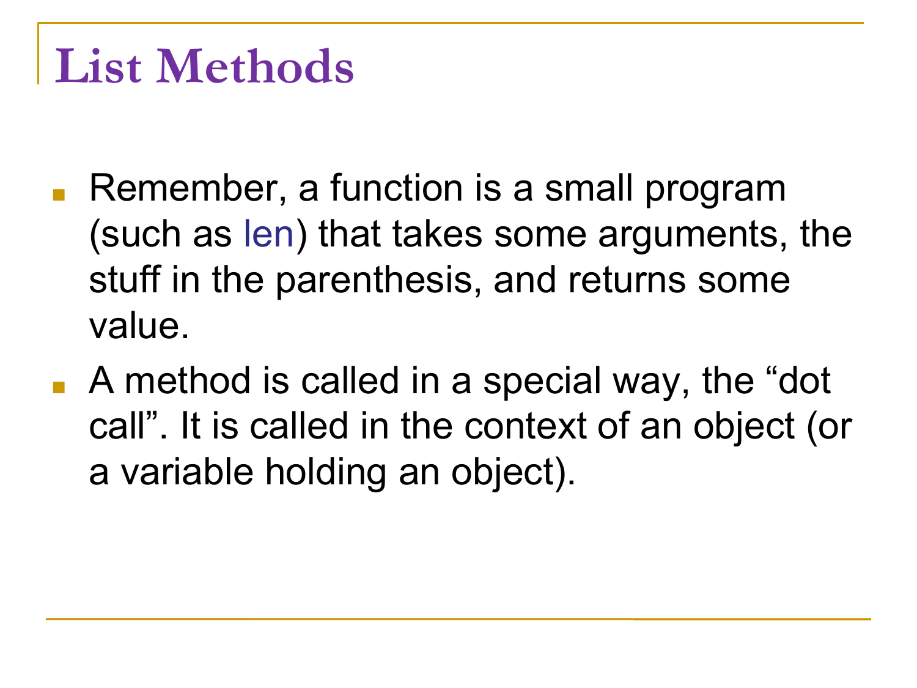# List Methods

- Remember, a function is a small program (such as len) that takes some arguments, the stuff in the parenthesis, and returns some value.
- A method is called in a special way, the "dot call". It is called in the context of an object (or a variable holding an object).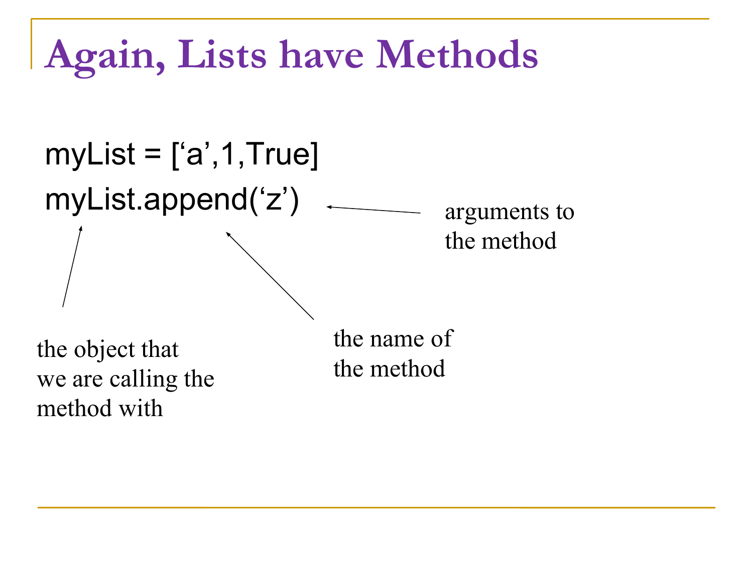# Again, Lists have Methods

```
myList = ['a',1,True]
myList.append('z')
```

- arguments to the method
- the name of the method
- the object that we are calling the method with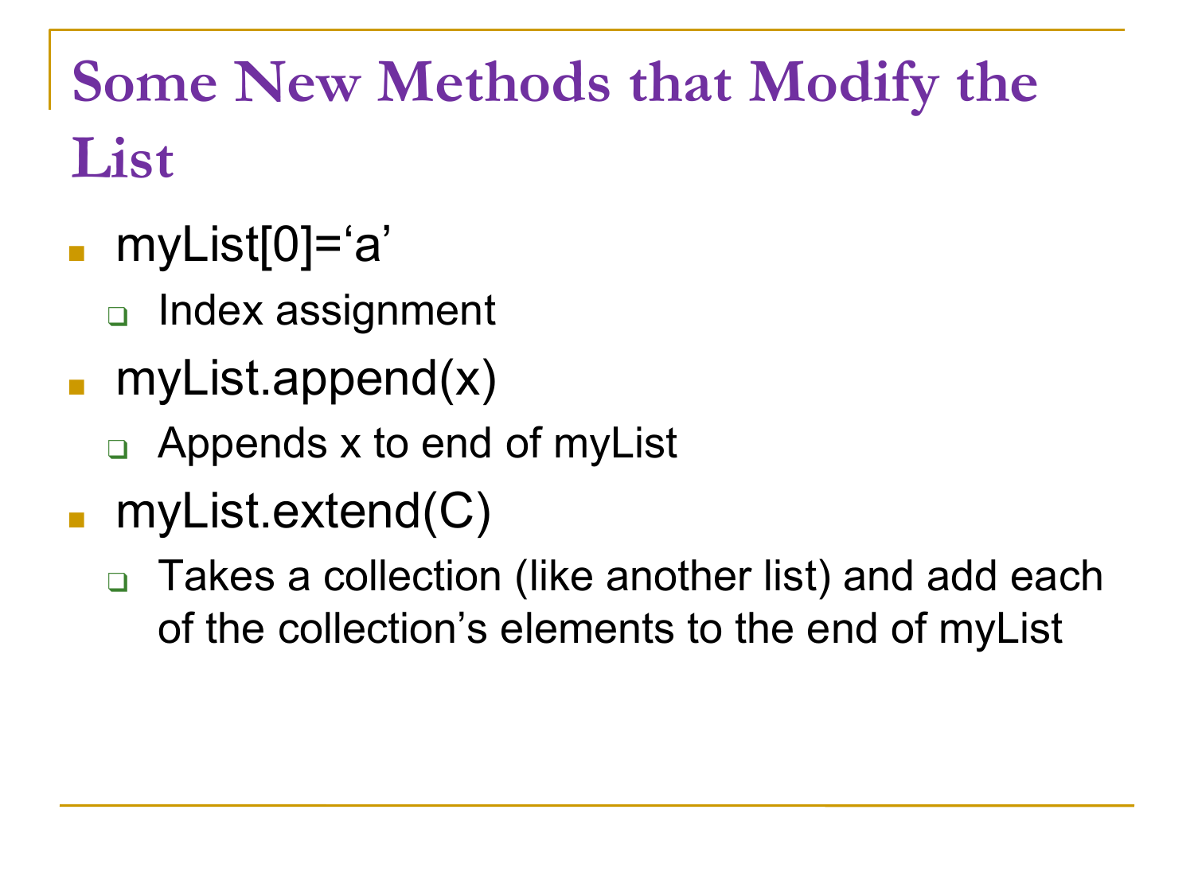# Some New Methods that Modify the List

- myList[0]='a'
  - Index assignment
- myList.append(x)
  - Appends x to end of myList
- myList.extend(C)
  - Takes a collection (like another list) and add each of the collection's elements to the end of myList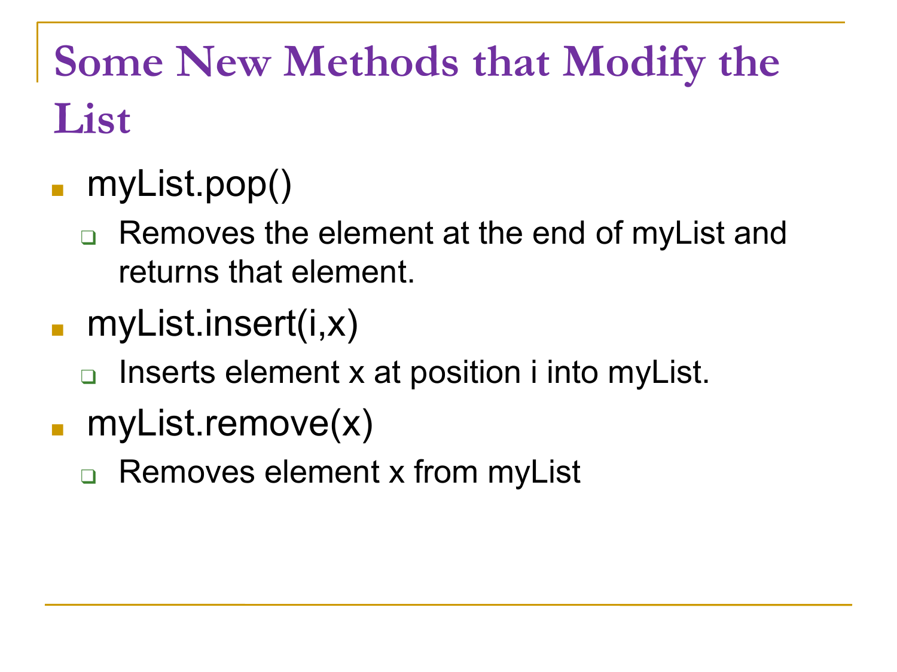# Some New Methods that Modify the List

- myList.pop()
  - Removes the element at the end of myList and returns that element.
- myList.insert(i,x)
  - Inserts element x at position i into myList.
- myList.remove(x)
  - Removes element x from myList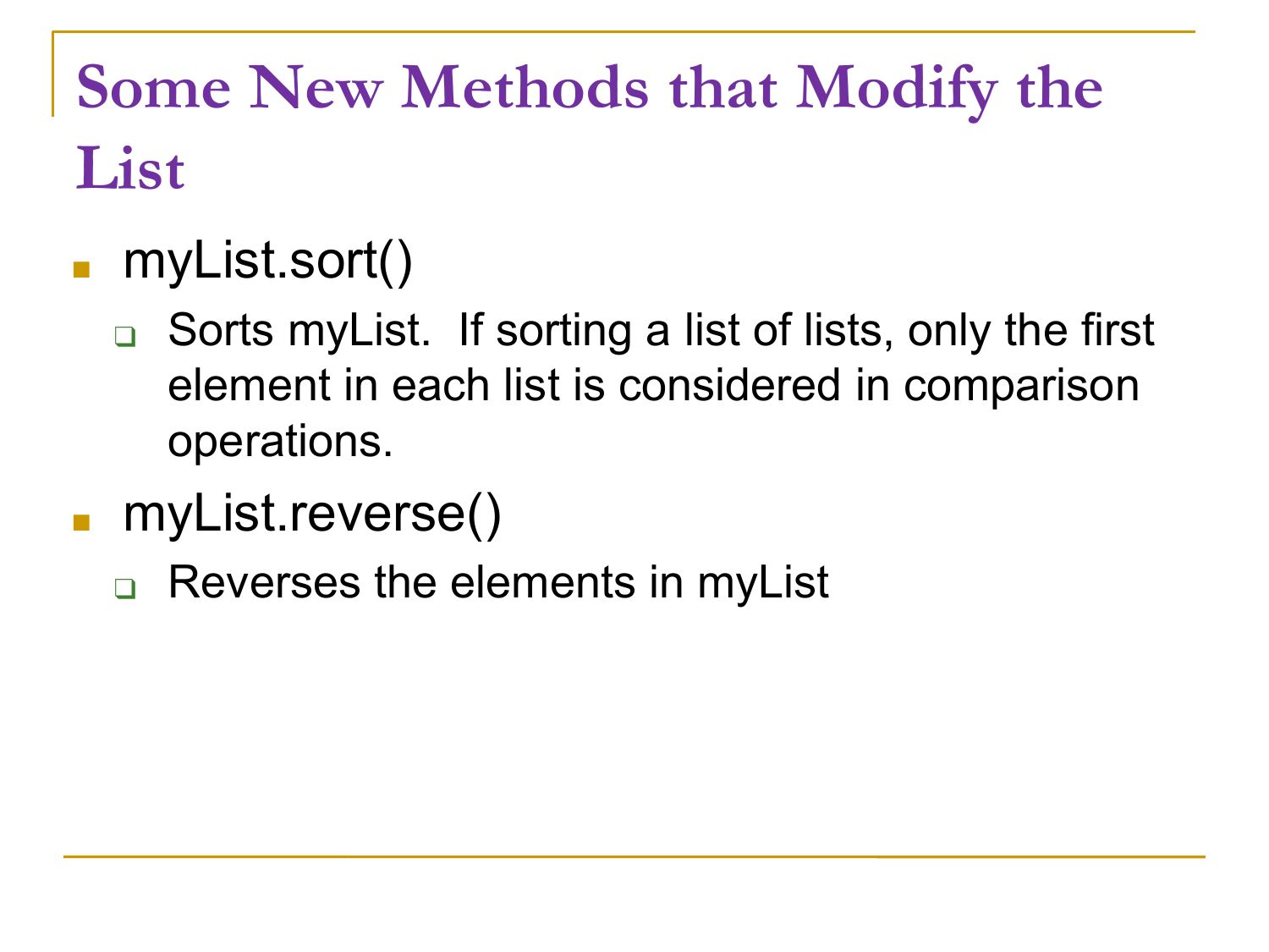# Some New Methods that Modify the List

- myList.sort()
  - Sorts myList. If sorting a list of lists, only the first element in each list is considered in comparison operations.
- myList.reverse()
  - Reverses the elements in myList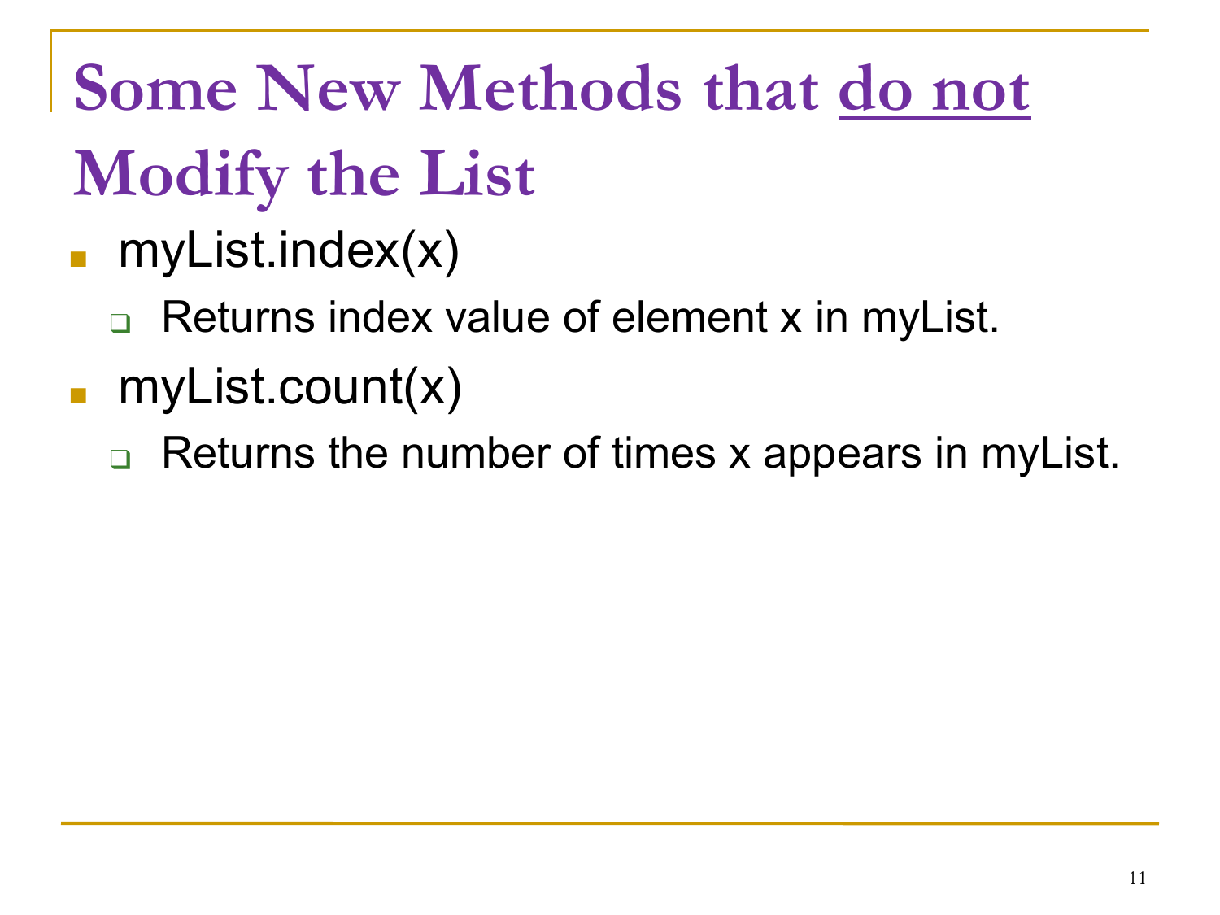# Some New Methods that do not Modify the List

- myList.index(x)
  - Returns index value of element x in myList.
- myList.count(x)
  - Returns the number of times x appears in myList.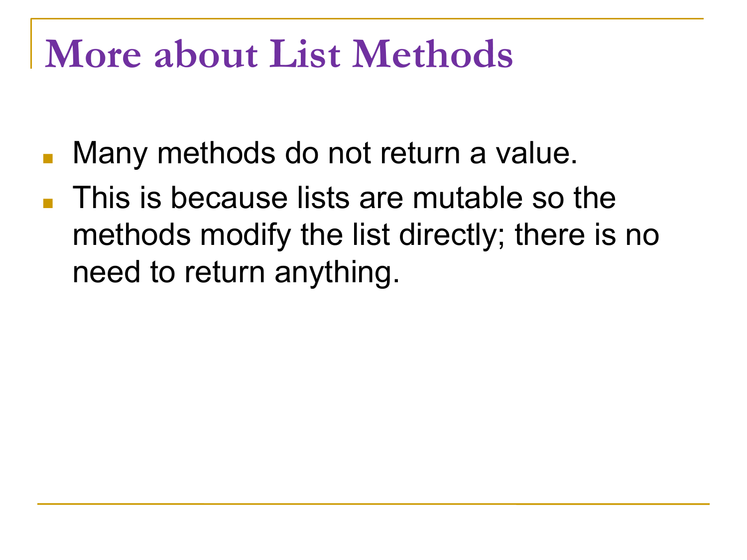# More about List Methods

- Many methods do not return a value.
- This is because lists are mutable so the methods modify the list directly; there is no need to return anything.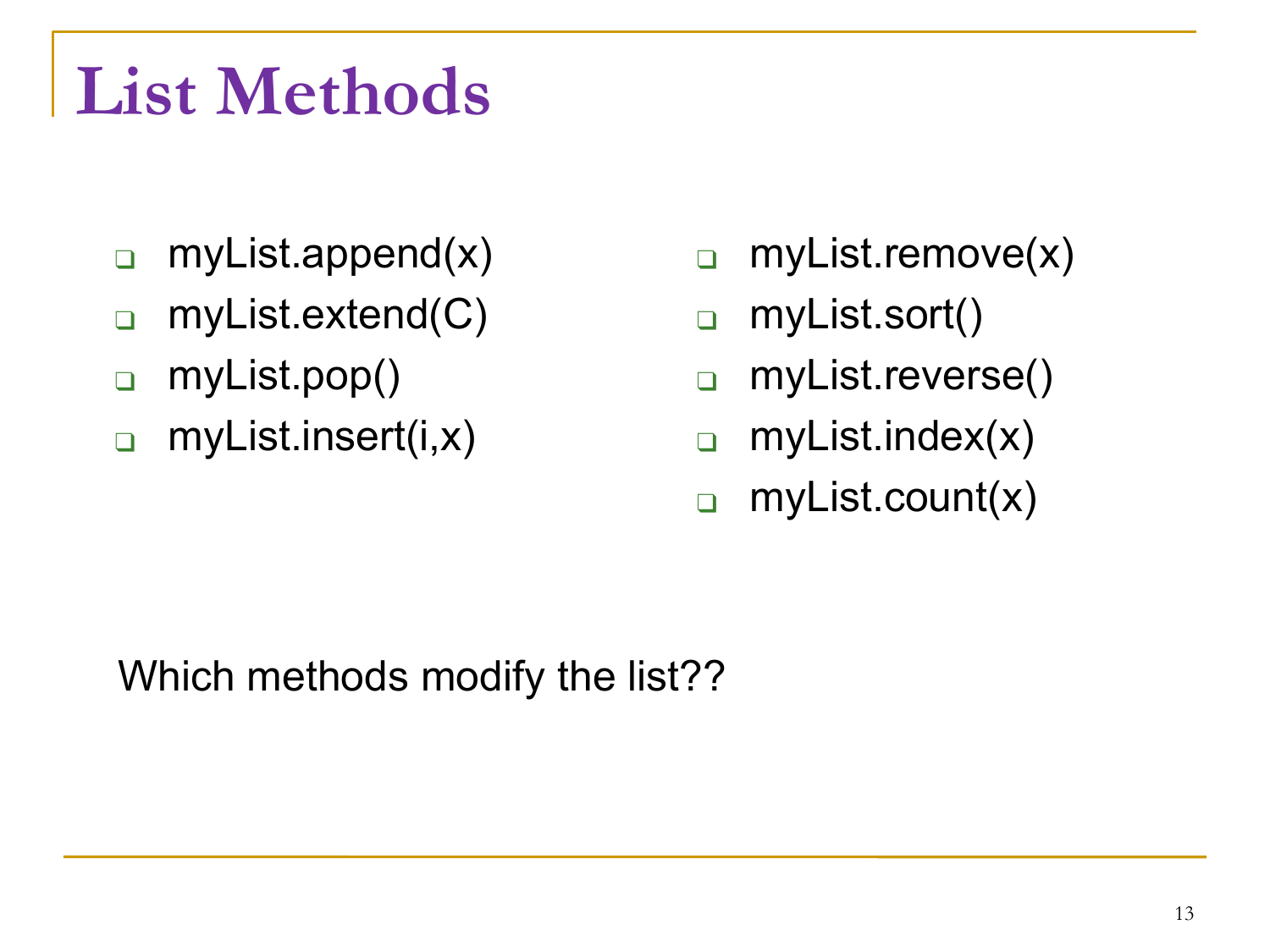# List Methods

- myList.append(x)
- myList.extend(C)
- myList.pop()
- myList.insert(i,x)
- myList.remove(x)
- myList.sort()
- myList.reverse()
- myList.index(x)
- myList.count(x)

Which methods modify the list??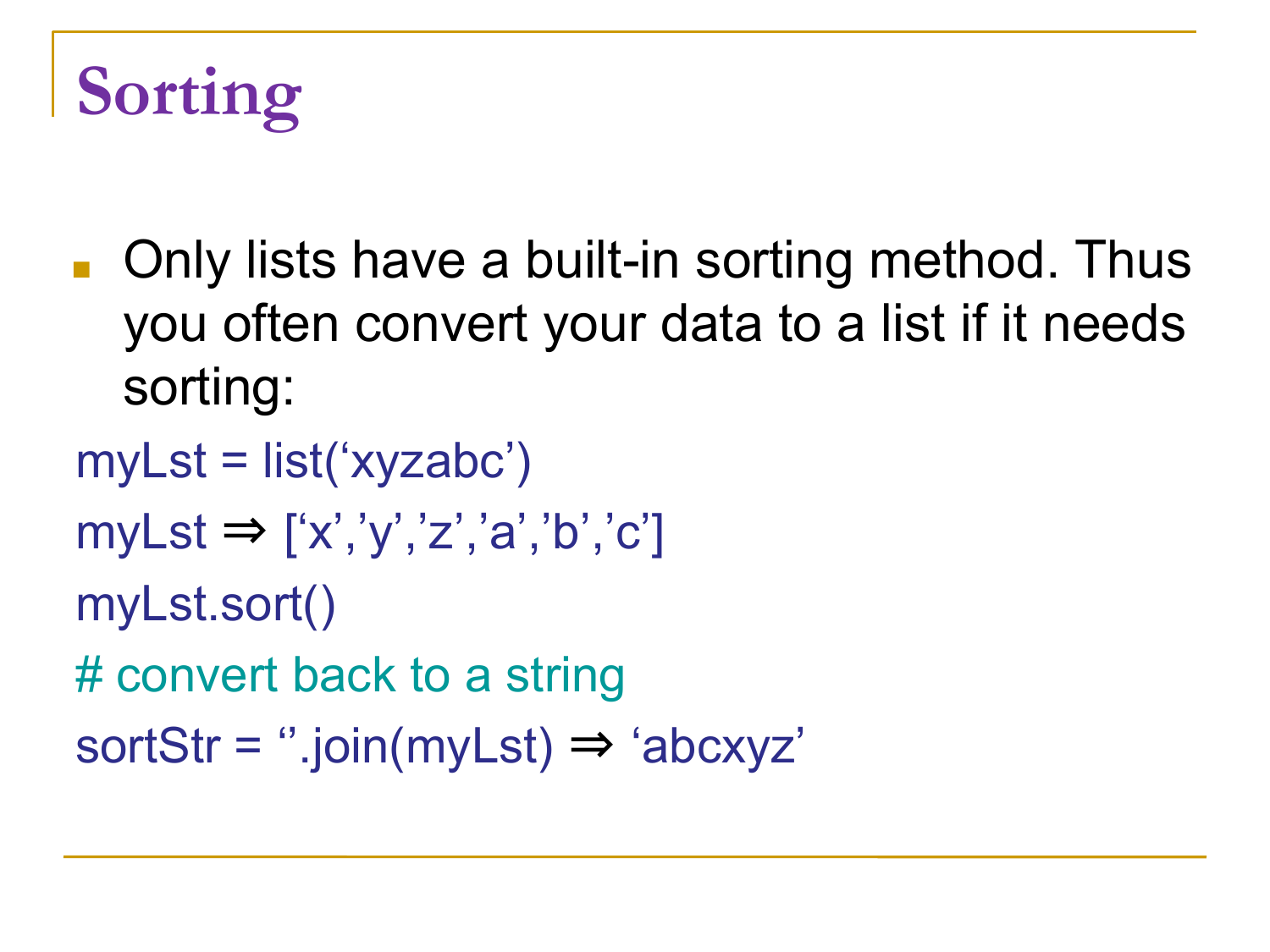# Sorting

- Only lists have a built-in sorting method. Thus you often convert your data to a list if it needs sorting:

```
myLst = list('xyzabc')
myLst ⇒ ['x','y','z','a','b','c']
myLst.sort()
# convert back to a string
sortStr = ''.join(myLst) ⇒ 'abcxyz'
```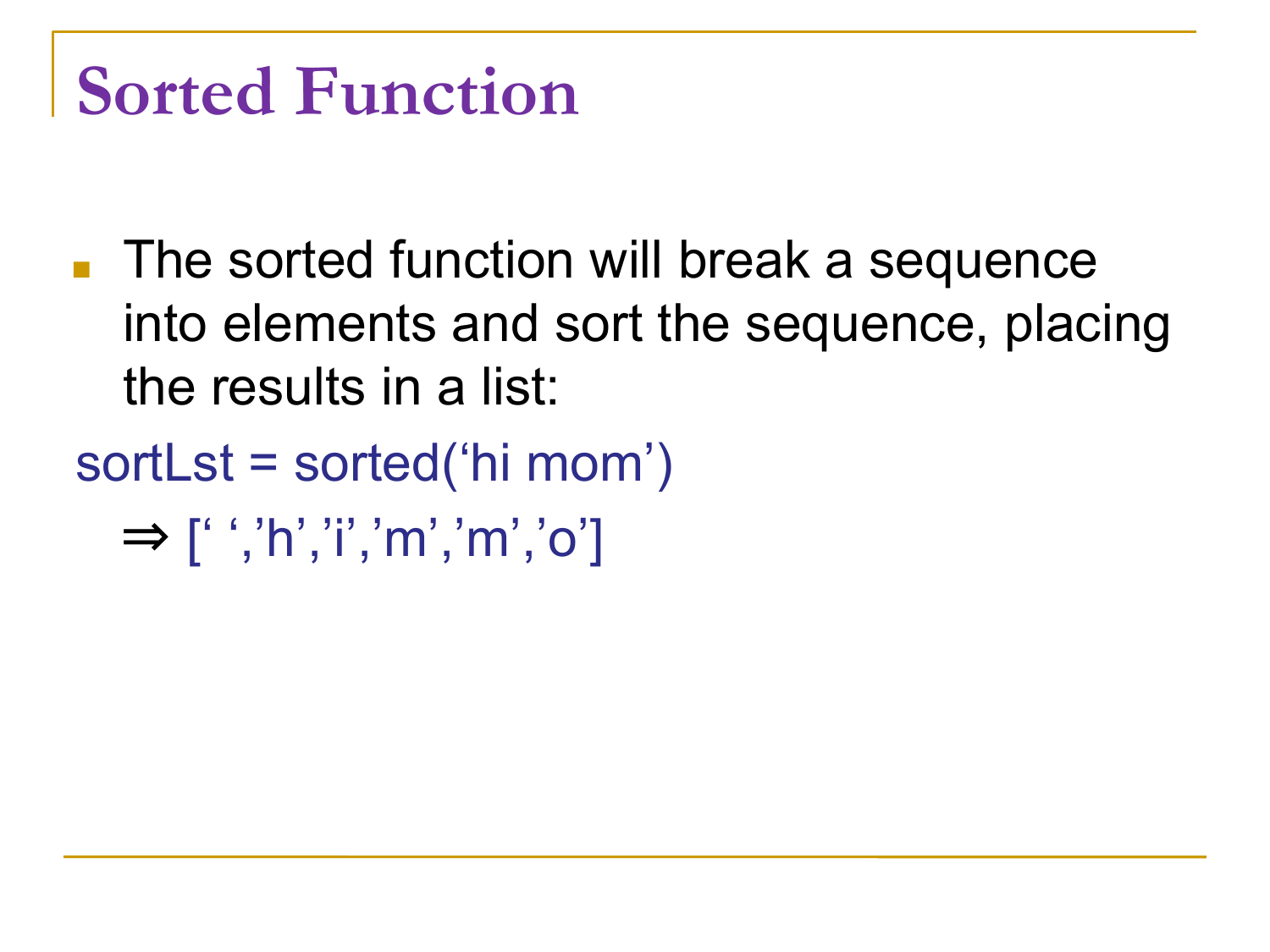# Sorted Function

- The sorted function will break a sequence into elements and sort the sequence, placing the results in a list:

sortLst = sorted('hi mom')

⇒ [' ','h','i','m','m','o']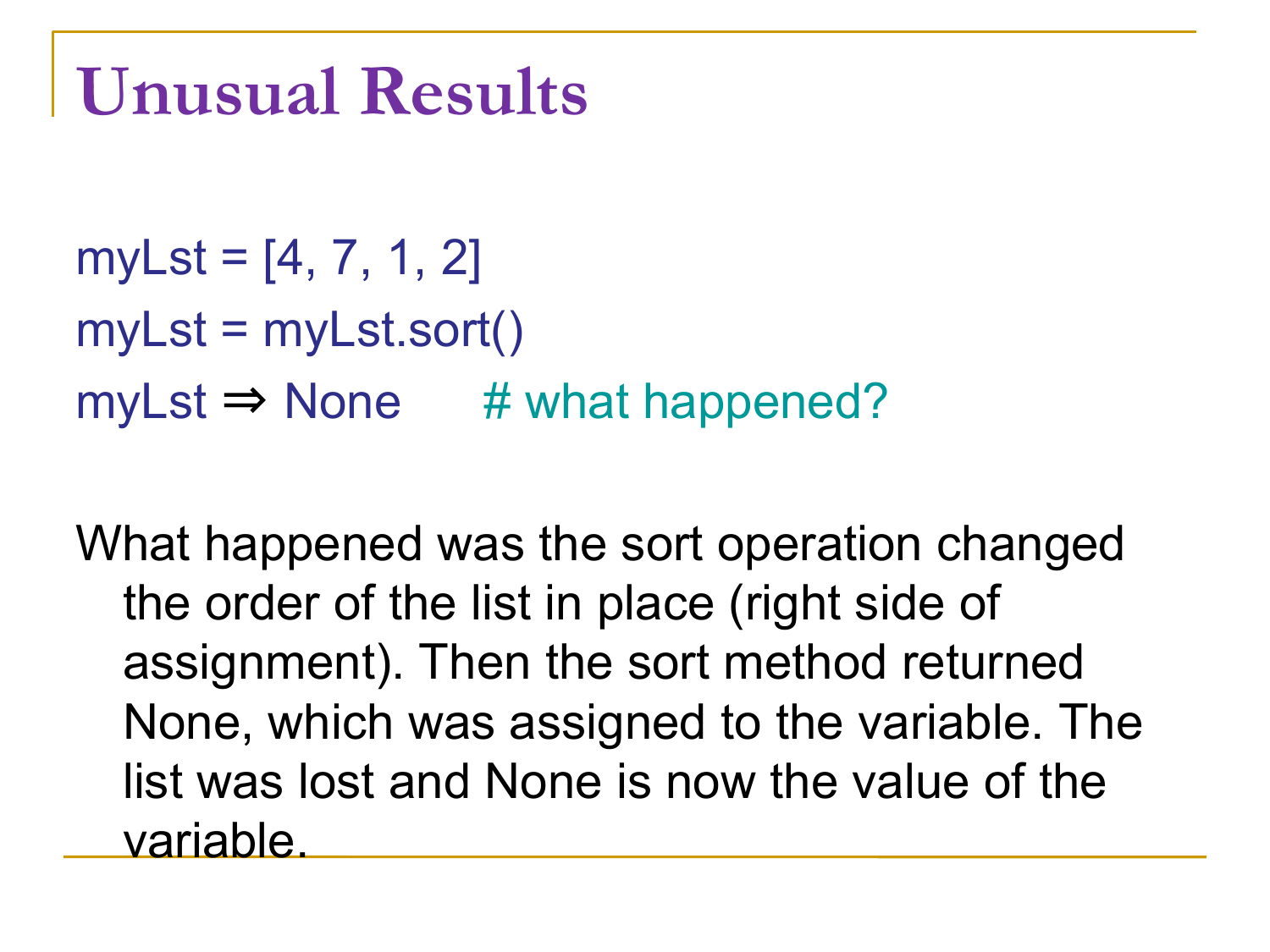# Unusual Results

```
myLst = [4, 7, 1, 2]
myLst = myLst.sort()
myLst ⇒ None      # what happened?
```

What happened was the sort operation changed the order of the list in place (right side of assignment). Then the sort method returned None, which was assigned to the variable. The list was lost and None is now the value of the variable.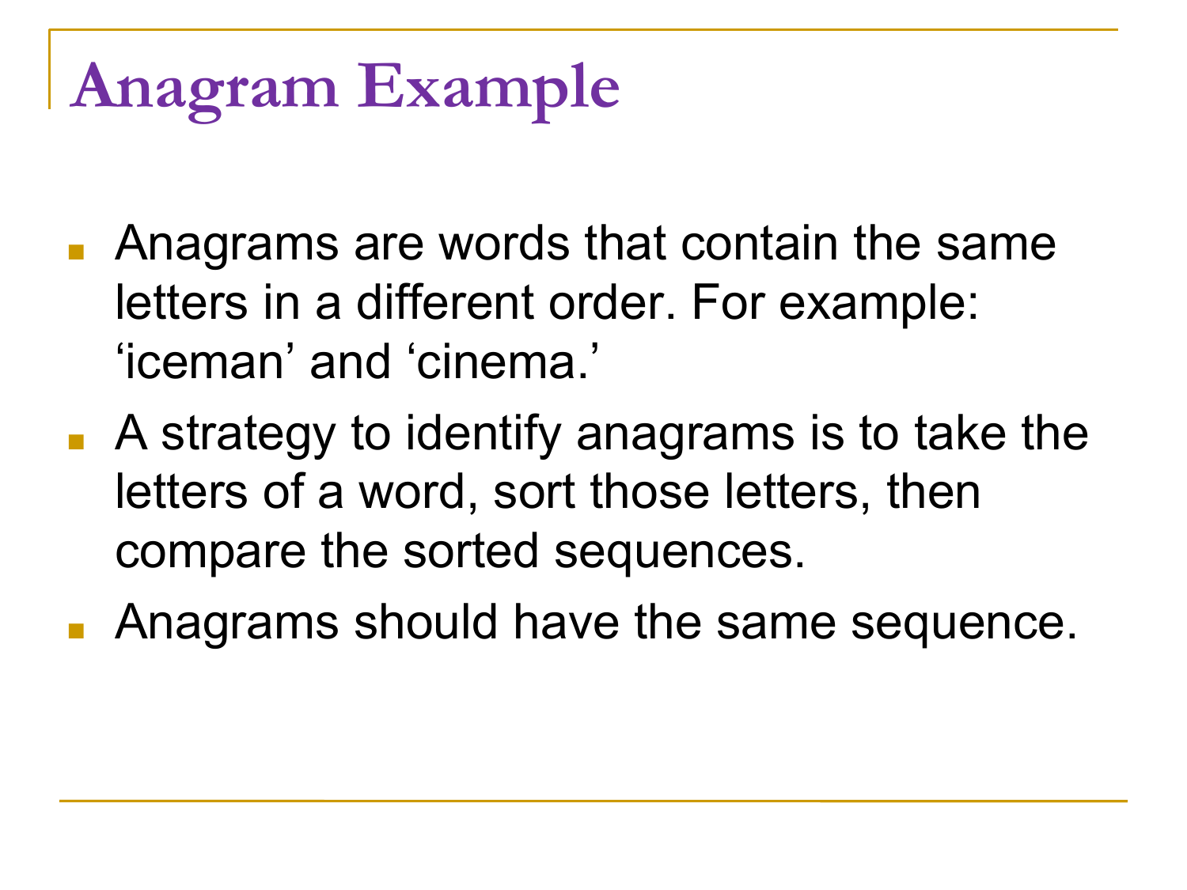# Anagram Example

- Anagrams are words that contain the same letters in a different order. For example: ‘iceman’ and ‘cinema.’
- A strategy to identify anagrams is to take the letters of a word, sort those letters, then compare the sorted sequences.
- Anagrams should have the same sequence.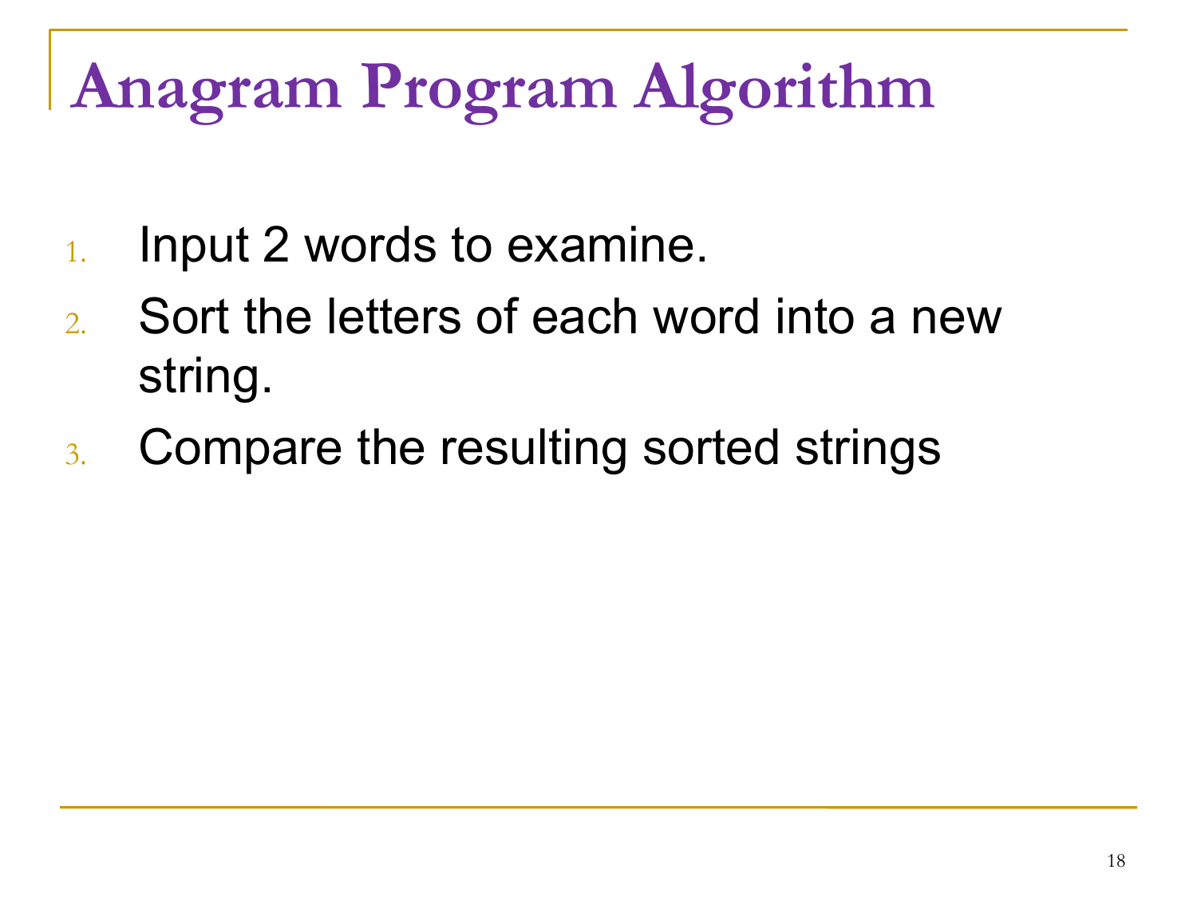# Anagram Program Algorithm

1. Input 2 words to examine.
2. Sort the letters of each word into a new string.
3. Compare the resulting sorted strings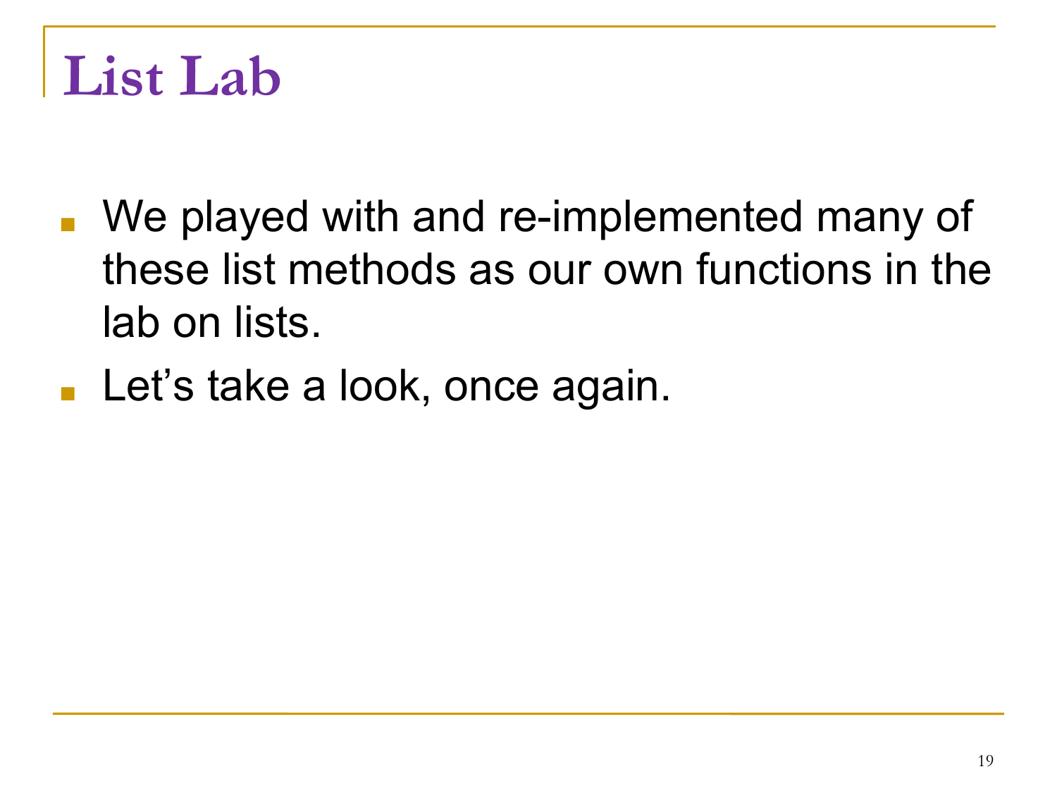# List Lab

- We played with and re-implemented many of these list methods as our own functions in the lab on lists.
- Let's take a look, once again.